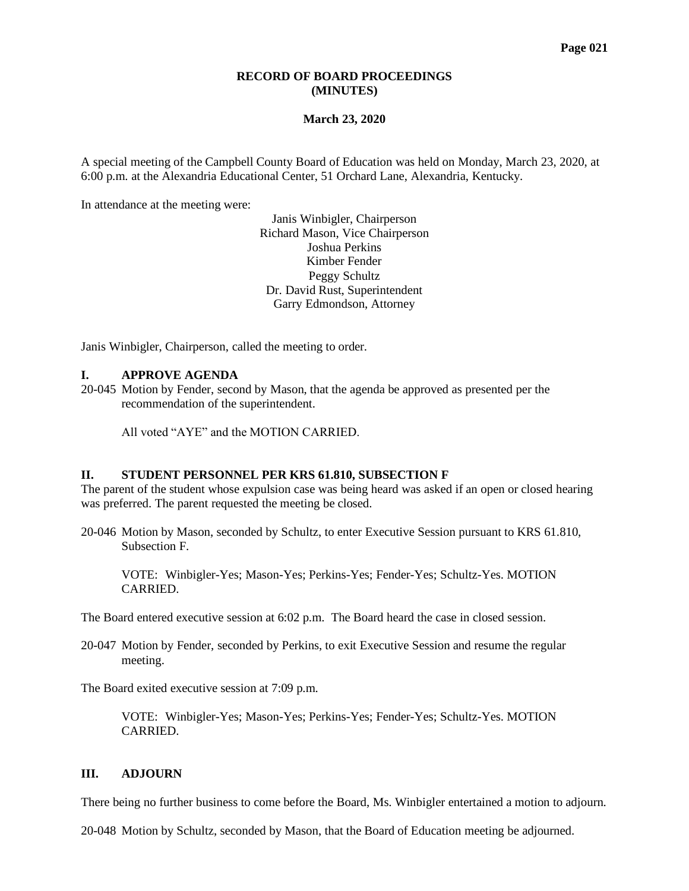# RECORD OF BOARD PROCEEDINGS
# (MINUTES)

## March 23, 2020

A special meeting of the Campbell County Board of Education was held on Monday, March 23, 2020, at 6:00 p.m. at the Alexandria Educational Center, 51 Orchard Lane, Alexandria, Kentucky.

In attendance at the meeting were:

Janis Winbigler, Chairperson
Richard Mason, Vice Chairperson
Joshua Perkins
Kimber Fender
Peggy Schultz
Dr. David Rust, Superintendent
Garry Edmondson, Attorney

Janis Winbigler, Chairperson, called the meeting to order.

### I. APPROVE AGENDA

20-045 Motion by Fender, second by Mason, that the agenda be approved as presented per the recommendation of the superintendent.

All voted "AYE" and the MOTION CARRIED.

### II. STUDENT PERSONNEL PER KRS 61.810, SUBSECTION F

The parent of the student whose expulsion case was being heard was asked if an open or closed hearing was preferred. The parent requested the meeting be closed.

20-046 Motion by Mason, seconded by Schultz, to enter Executive Session pursuant to KRS 61.810, Subsection F.

VOTE: Winbigler-Yes; Mason-Yes; Perkins-Yes; Fender-Yes; Schultz-Yes. MOTION CARRIED.

The Board entered executive session at 6:02 p.m. The Board heard the case in closed session.

20-047 Motion by Fender, seconded by Perkins, to exit Executive Session and resume the regular meeting.

The Board exited executive session at 7:09 p.m.

VOTE: Winbigler-Yes; Mason-Yes; Perkins-Yes; Fender-Yes; Schultz-Yes. MOTION CARRIED.

### III. ADJOURN

There being no further business to come before the Board, Ms. Winbigler entertained a motion to adjourn.

20-048 Motion by Schultz, seconded by Mason, that the Board of Education meeting be adjourned.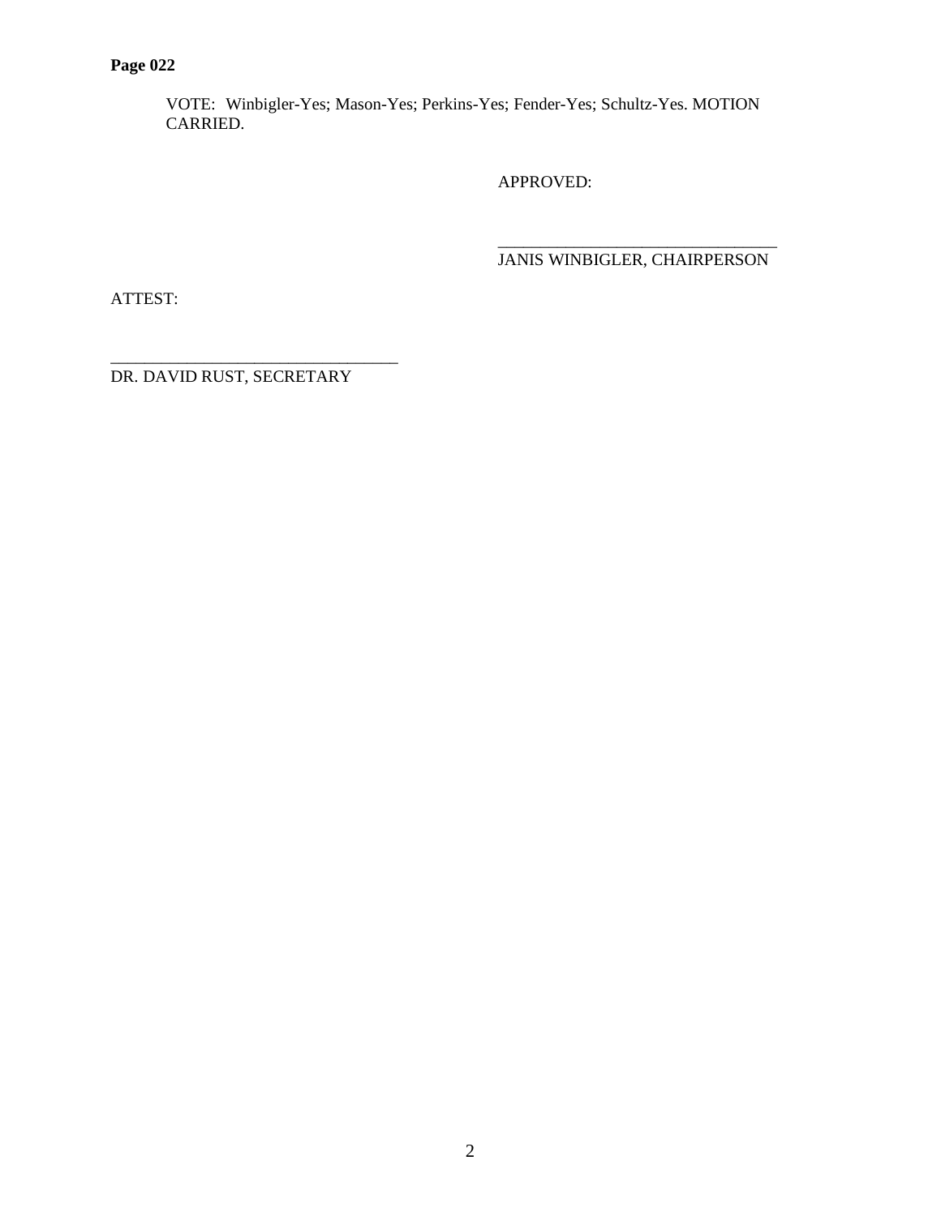**Page 022**

VOTE: Winbigler-Yes; Mason-Yes; Perkins-Yes; Fender-Yes; Schultz-Yes. MOTION CARRIED.

APPROVED:

_________________________________
JANIS WINBIGLER, CHAIRPERSON

ATTEST:

_________________________________
DR. DAVID RUST, SECRETARY